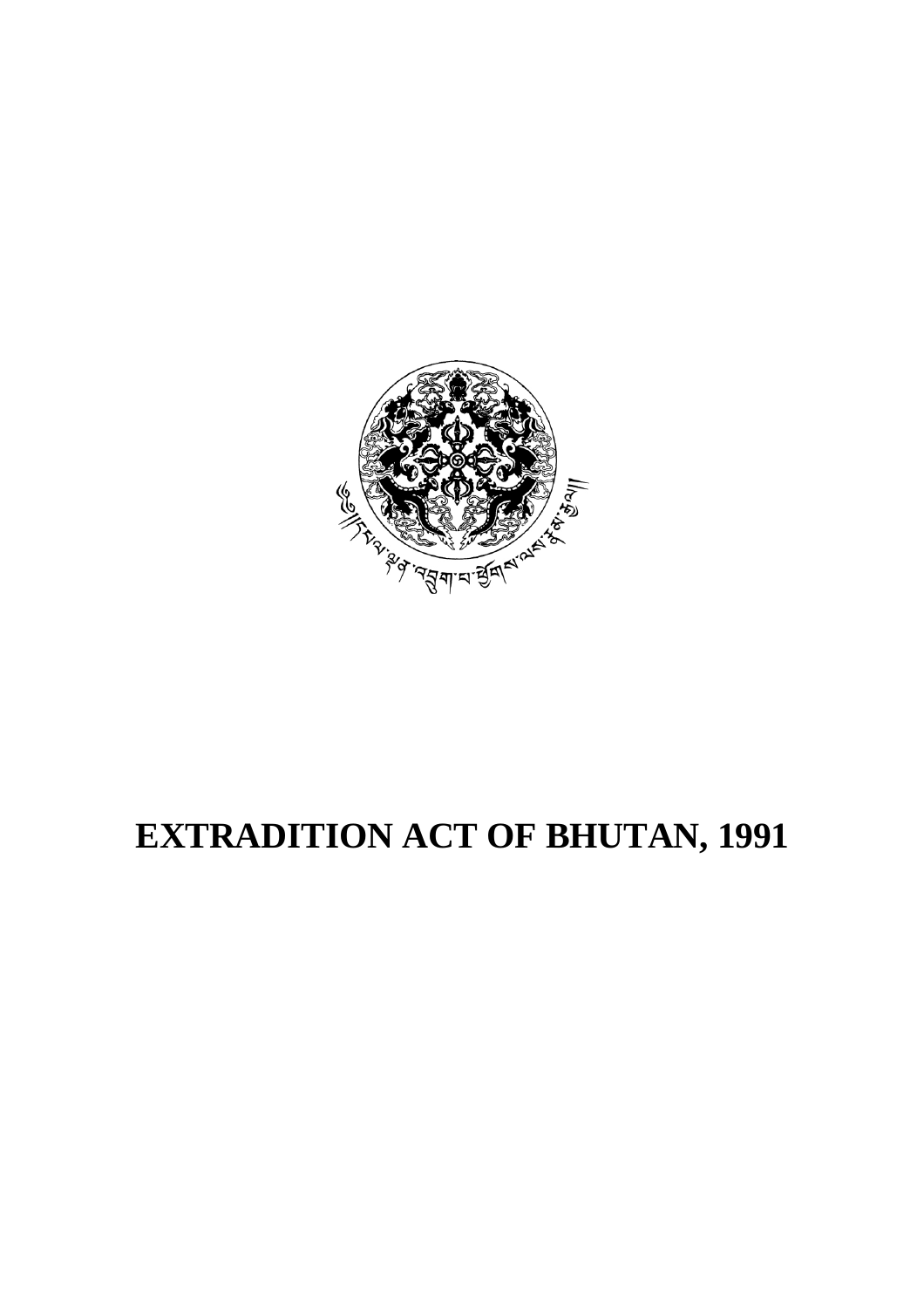# EXTRADITION ACT OF BHUTAN, 1991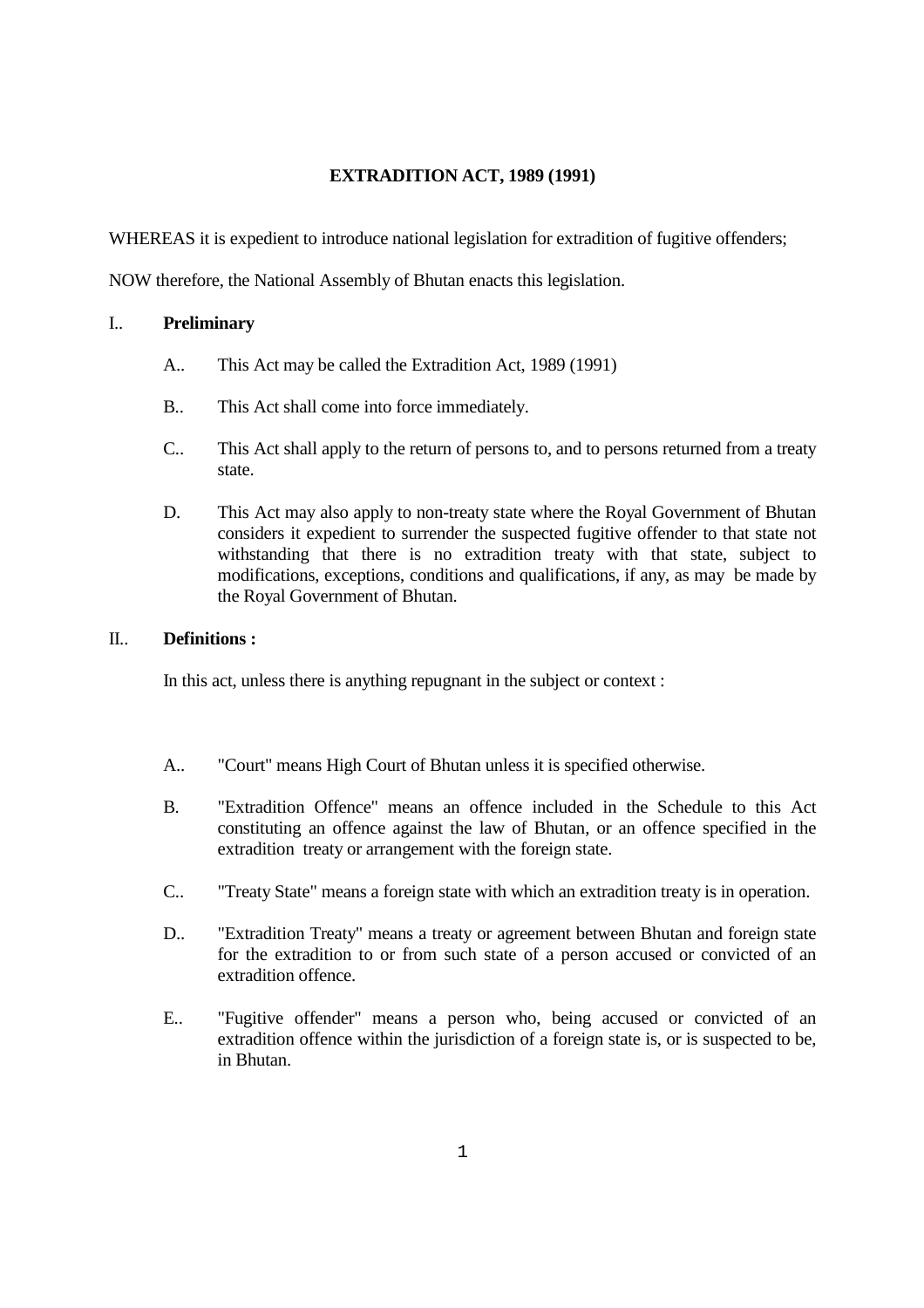**EXTRADITION ACT, 1989 (1991)**

WHEREAS it is expedient to introduce national legislation for extradition of fugitive offenders;

NOW therefore, the National Assembly of Bhutan enacts this legislation.

I.. **Preliminary**

A.. This Act may be called the Extradition Act, 1989 (1991)

B.. This Act shall come into force immediately.

C.. This Act shall apply to the return of persons to, and to persons returned from a treaty state.

D. This Act may also apply to non-treaty state where the Royal Government of Bhutan considers it expedient to surrender the suspected fugitive offender to that state not withstanding that there is no extradition treaty with that state, subject to modifications, exceptions, conditions and qualifications, if any, as may be made by the Royal Government of Bhutan.

II.. **Definitions :**

In this act, unless there is anything repugnant in the subject or context :

A.. "Court" means High Court of Bhutan unless it is specified otherwise.

B. "Extradition Offence" means an offence included in the Schedule to this Act constituting an offence against the law of Bhutan, or an offence specified in the extradition treaty or arrangement with the foreign state.

C.. "Treaty State" means a foreign state with which an extradition treaty is in operation.

D.. "Extradition Treaty" means a treaty or agreement between Bhutan and foreign state for the extradition to or from such state of a person accused or convicted of an extradition offence.

E.. "Fugitive offender" means a person who, being accused or convicted of an extradition offence within the jurisdiction of a foreign state is, or is suspected to be, in Bhutan.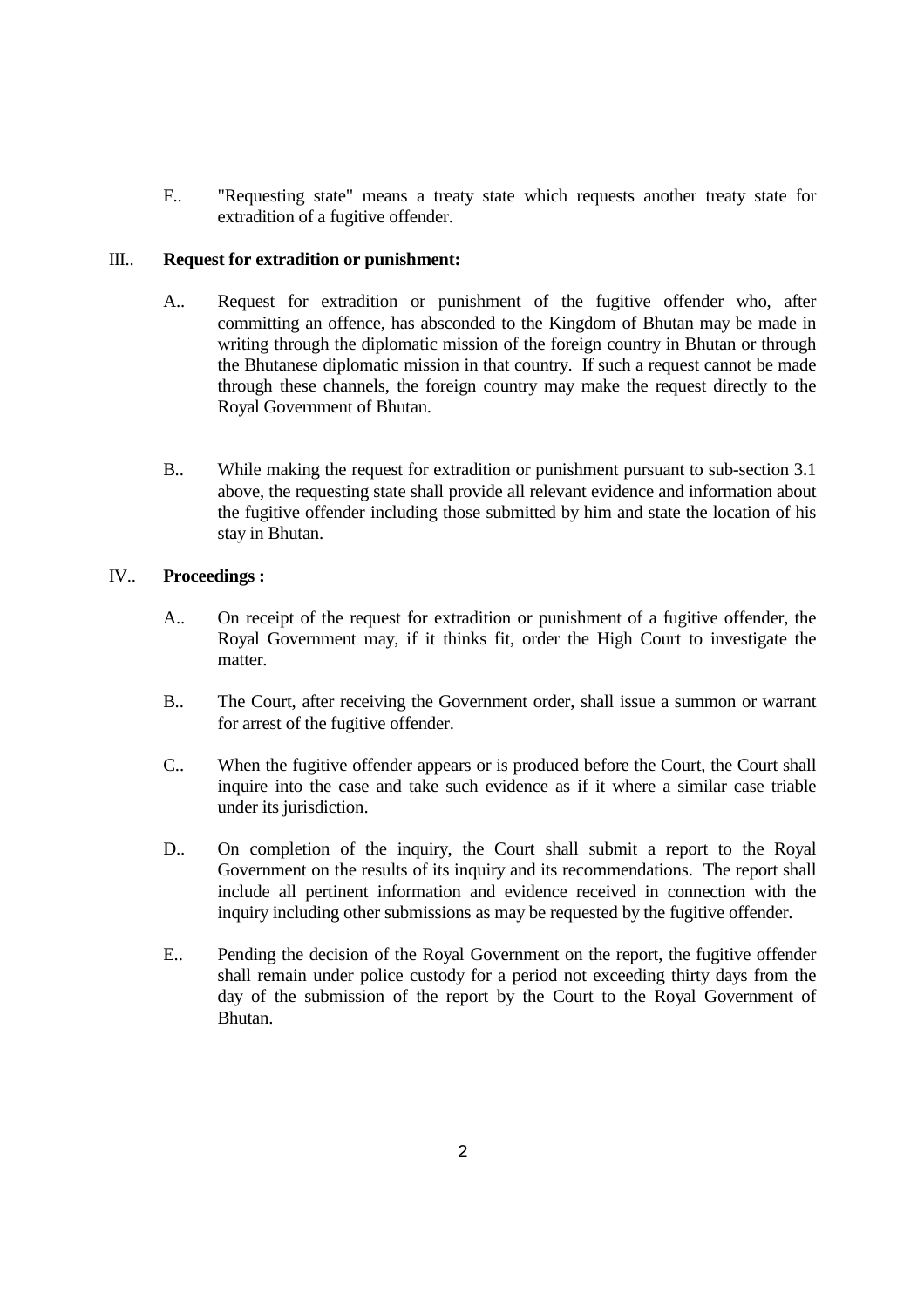F.. "Requesting state" means a treaty state which requests another treaty state for extradition of a fugitive offender.

III.. **Request for extradition or punishment:**

A.. Request for extradition or punishment of the fugitive offender who, after committing an offence, has absconded to the Kingdom of Bhutan may be made in writing through the diplomatic mission of the foreign country in Bhutan or through the Bhutanese diplomatic mission in that country. If such a request cannot be made through these channels, the foreign country may make the request directly to the Royal Government of Bhutan.

B.. While making the request for extradition or punishment pursuant to sub-section 3.1 above, the requesting state shall provide all relevant evidence and information about the fugitive offender including those submitted by him and state the location of his stay in Bhutan.

IV.. **Proceedings :**

A.. On receipt of the request for extradition or punishment of a fugitive offender, the Royal Government may, if it thinks fit, order the High Court to investigate the matter.

B.. The Court, after receiving the Government order, shall issue a summon or warrant for arrest of the fugitive offender.

C.. When the fugitive offender appears or is produced before the Court, the Court shall inquire into the case and take such evidence as if it where a similar case triable under its jurisdiction.

D.. On completion of the inquiry, the Court shall submit a report to the Royal Government on the results of its inquiry and its recommendations. The report shall include all pertinent information and evidence received in connection with the inquiry including other submissions as may be requested by the fugitive offender.

E.. Pending the decision of the Royal Government on the report, the fugitive offender shall remain under police custody for a period not exceeding thirty days from the day of the submission of the report by the Court to the Royal Government of Bhutan.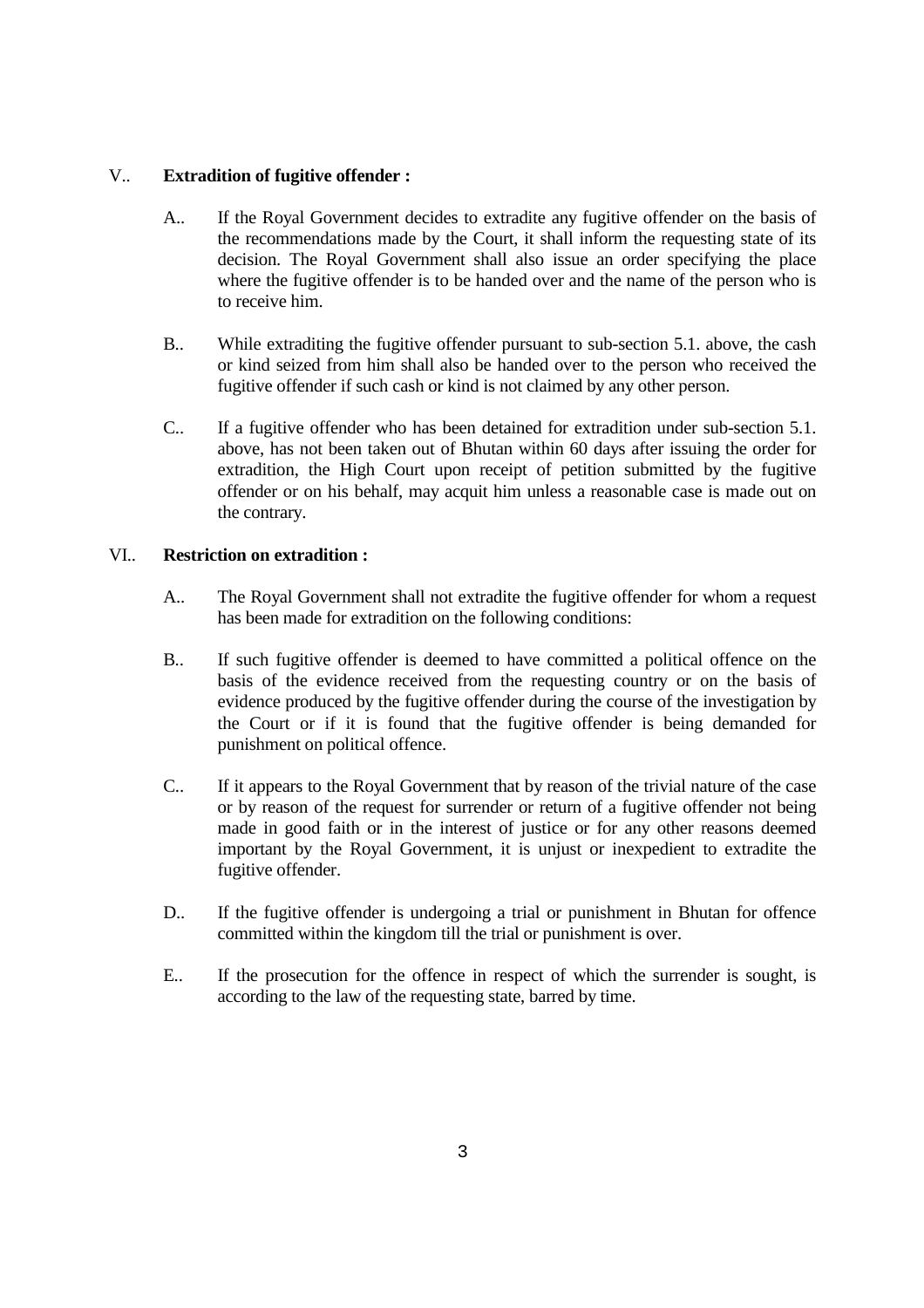## V.. Extradition of fugitive offender :

A.. If the Royal Government decides to extradite any fugitive offender on the basis of the recommendations made by the Court, it shall inform the requesting state of its decision. The Royal Government shall also issue an order specifying the place where the fugitive offender is to be handed over and the name of the person who is to receive him.

B.. While extraditing the fugitive offender pursuant to sub-section 5.1. above, the cash or kind seized from him shall also be handed over to the person who received the fugitive offender if such cash or kind is not claimed by any other person.

C.. If a fugitive offender who has been detained for extradition under sub-section 5.1. above, has not been taken out of Bhutan within 60 days after issuing the order for extradition, the High Court upon receipt of petition submitted by the fugitive offender or on his behalf, may acquit him unless a reasonable case is made out on the contrary.

## VI.. Restriction on extradition :

A.. The Royal Government shall not extradite the fugitive offender for whom a request has been made for extradition on the following conditions:

B.. If such fugitive offender is deemed to have committed a political offence on the basis of the evidence received from the requesting country or on the basis of evidence produced by the fugitive offender during the course of the investigation by the Court or if it is found that the fugitive offender is being demanded for punishment on political offence.

C.. If it appears to the Royal Government that by reason of the trivial nature of the case or by reason of the request for surrender or return of a fugitive offender not being made in good faith or in the interest of justice or for any other reasons deemed important by the Royal Government, it is unjust or inexpedient to extradite the fugitive offender.

D.. If the fugitive offender is undergoing a trial or punishment in Bhutan for offence committed within the kingdom till the trial or punishment is over.

E.. If the prosecution for the offence in respect of which the surrender is sought, is according to the law of the requesting state, barred by time.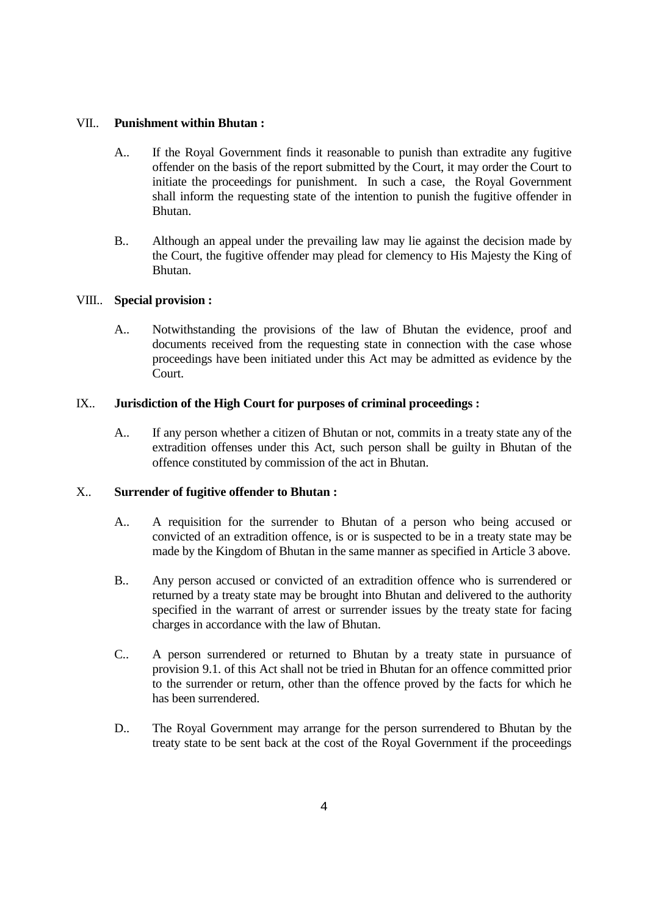VII.. **Punishment within Bhutan :**

A.. If the Royal Government finds it reasonable to punish than extradite any fugitive offender on the basis of the report submitted by the Court, it may order the Court to initiate the proceedings for punishment. In such a case, the Royal Government shall inform the requesting state of the intention to punish the fugitive offender in Bhutan.

B.. Although an appeal under the prevailing law may lie against the decision made by the Court, the fugitive offender may plead for clemency to His Majesty the King of Bhutan.

VIII.. **Special provision :**

A.. Notwithstanding the provisions of the law of Bhutan the evidence, proof and documents received from the requesting state in connection with the case whose proceedings have been initiated under this Act may be admitted as evidence by the Court.

IX.. **Jurisdiction of the High Court for purposes of criminal proceedings :**

A.. If any person whether a citizen of Bhutan or not, commits in a treaty state any of the extradition offenses under this Act, such person shall be guilty in Bhutan of the offence constituted by commission of the act in Bhutan.

X.. **Surrender of fugitive offender to Bhutan :**

A.. A requisition for the surrender to Bhutan of a person who being accused or convicted of an extradition offence, is or is suspected to be in a treaty state may be made by the Kingdom of Bhutan in the same manner as specified in Article 3 above.

B.. Any person accused or convicted of an extradition offence who is surrendered or returned by a treaty state may be brought into Bhutan and delivered to the authority specified in the warrant of arrest or surrender issues by the treaty state for facing charges in accordance with the law of Bhutan.

C.. A person surrendered or returned to Bhutan by a treaty state in pursuance of provision 9.1. of this Act shall not be tried in Bhutan for an offence committed prior to the surrender or return, other than the offence proved by the facts for which he has been surrendered.

D.. The Royal Government may arrange for the person surrendered to Bhutan by the treaty state to be sent back at the cost of the Royal Government if the proceedings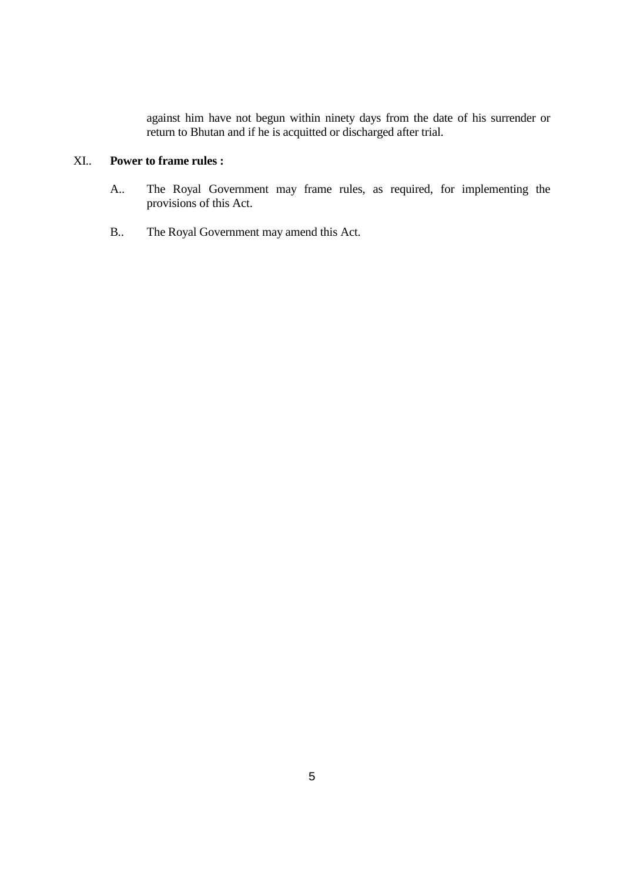against him have not begun within ninety days from the date of his surrender or return to Bhutan and if he is acquitted or discharged after trial.

XI.. **Power to frame rules :**

A.. The Royal Government may frame rules, as required, for implementing the provisions of this Act.

B.. The Royal Government may amend this Act.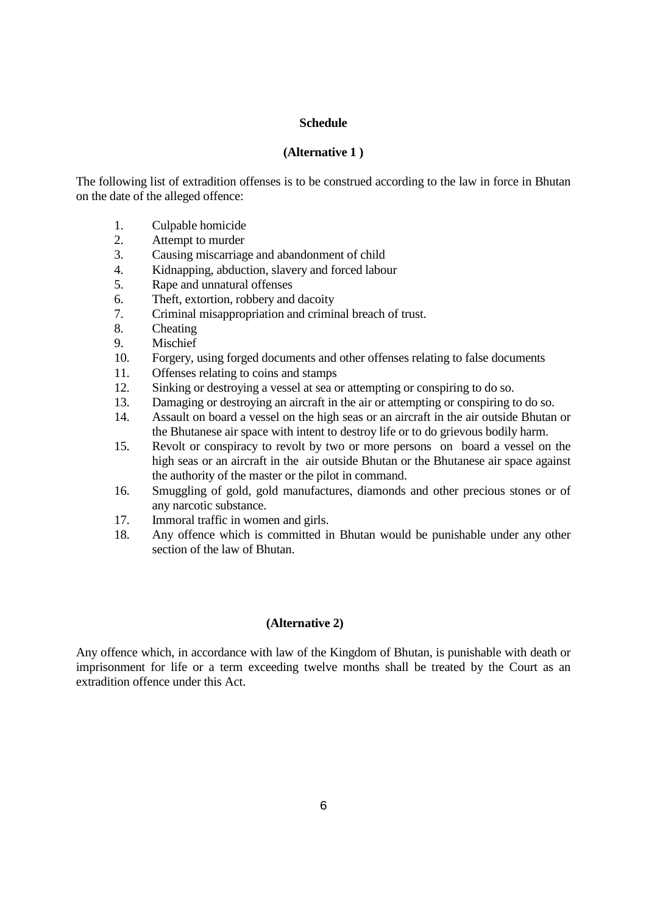**Schedule**

**(Alternative 1 )**

The following list of extradition offenses is to be construed according to the law in force in Bhutan on the date of the alleged offence:

1. Culpable homicide
2. Attempt to murder
3. Causing miscarriage and abandonment of child
4. Kidnapping, abduction, slavery and forced labour
5. Rape and unnatural offenses
6. Theft, extortion, robbery and dacoity
7. Criminal misappropriation and criminal breach of trust.
8. Cheating
9. Mischief
10. Forgery, using forged documents and other offenses relating to false documents
11. Offenses relating to coins and stamps
12. Sinking or destroying a vessel at sea or attempting or conspiring to do so.
13. Damaging or destroying an aircraft in the air or attempting or conspiring to do so.
14. Assault on board a vessel on the high seas or an aircraft in the air outside Bhutan or the Bhutanese air space with intent to destroy life or to do grievous bodily harm.
15. Revolt or conspiracy to revolt by two or more persons on board a vessel on the high seas or an aircraft in the air outside Bhutan or the Bhutanese air space against the authority of the master or the pilot in command.
16. Smuggling of gold, gold manufactures, diamonds and other precious stones or of any narcotic substance.
17. Immoral traffic in women and girls.
18. Any offence which is committed in Bhutan would be punishable under any other section of the law of Bhutan.

**(Alternative 2)**

Any offence which, in accordance with law of the Kingdom of Bhutan, is punishable with death or imprisonment for life or a term exceeding twelve months shall be treated by the Court as an extradition offence under this Act.